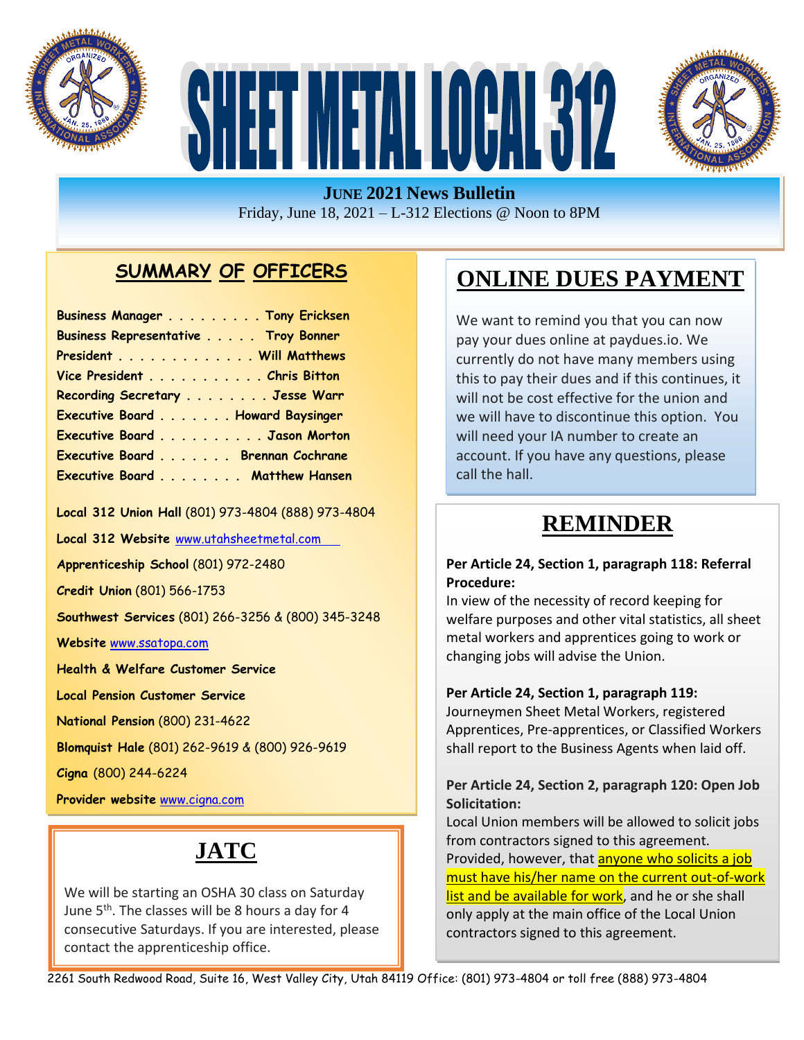# SHEET METAL LOCAL 312

**JUNE 2021 News Bulletin**

Friday, June 18, 2021 – L-312 Elections @ Noon to 8PM

## SUMMARY OF OFFICERS

**Business Manager . . . . . . . . . Tony Ericksen**
**Business Representative . . . . . Troy Bonner**
**President . . . . . . . . . . . . . Will Matthews**
**Vice President . . . . . . . . . . . Chris Bitton**
**Recording Secretary . . . . . . . . Jesse Warr**
**Executive Board . . . . . . . Howard Baysinger**
**Executive Board . . . . . . . . . . Jason Morton**
**Executive Board . . . . . . . Brennan Cochrane**
**Executive Board . . . . . . . . Matthew Hansen**

**Local 312 Union Hall** (801) 973-4804 (888) 973-4804

**Local 312 Website** www.utahsheetmetal.com

**Apprenticeship School** (801) 972-2480

**Credit Union** (801) 566-1753

**Southwest Services** (801) 266-3256 & (800) 345-3248

**Website** www.ssatopa.com

**Health & Welfare Customer Service**

**Local Pension Customer Service**

**National Pension** (800) 231-4622

**Blomquist Hale** (801) 262-9619 & (800) 926-9619

**Cigna** (800) 244-6224

**Provider website** www.cigna.com

## JATC

We will be starting an OSHA 30 class on Saturday June 5th. The classes will be 8 hours a day for 4 consecutive Saturdays. If you are interested, please contact the apprenticeship office.

## ONLINE DUES PAYMENT

We want to remind you that you can now pay your dues online at paydues.io. We currently do not have many members using this to pay their dues and if this continues, it will not be cost effective for the union and we will have to discontinue this option. You will need your IA number to create an account. If you have any questions, please call the hall.

## REMINDER

**Per Article 24, Section 1, paragraph 118: Referral Procedure:**
In view of the necessity of record keeping for welfare purposes and other vital statistics, all sheet metal workers and apprentices going to work or changing jobs will advise the Union.

**Per Article 24, Section 1, paragraph 119:**
Journeymen Sheet Metal Workers, registered Apprentices, Pre-apprentices, or Classified Workers shall report to the Business Agents when laid off.

**Per Article 24, Section 2, paragraph 120: Open Job Solicitation:**
Local Union members will be allowed to solicit jobs from contractors signed to this agreement. Provided, however, that anyone who solicits a job must have his/her name on the current out-of-work list and be available for work, and he or she shall only apply at the main office of the Local Union contractors signed to this agreement.

2261 South Redwood Road, Suite 16, West Valley City, Utah 84119 Office: (801) 973-4804 or toll free (888) 973-4804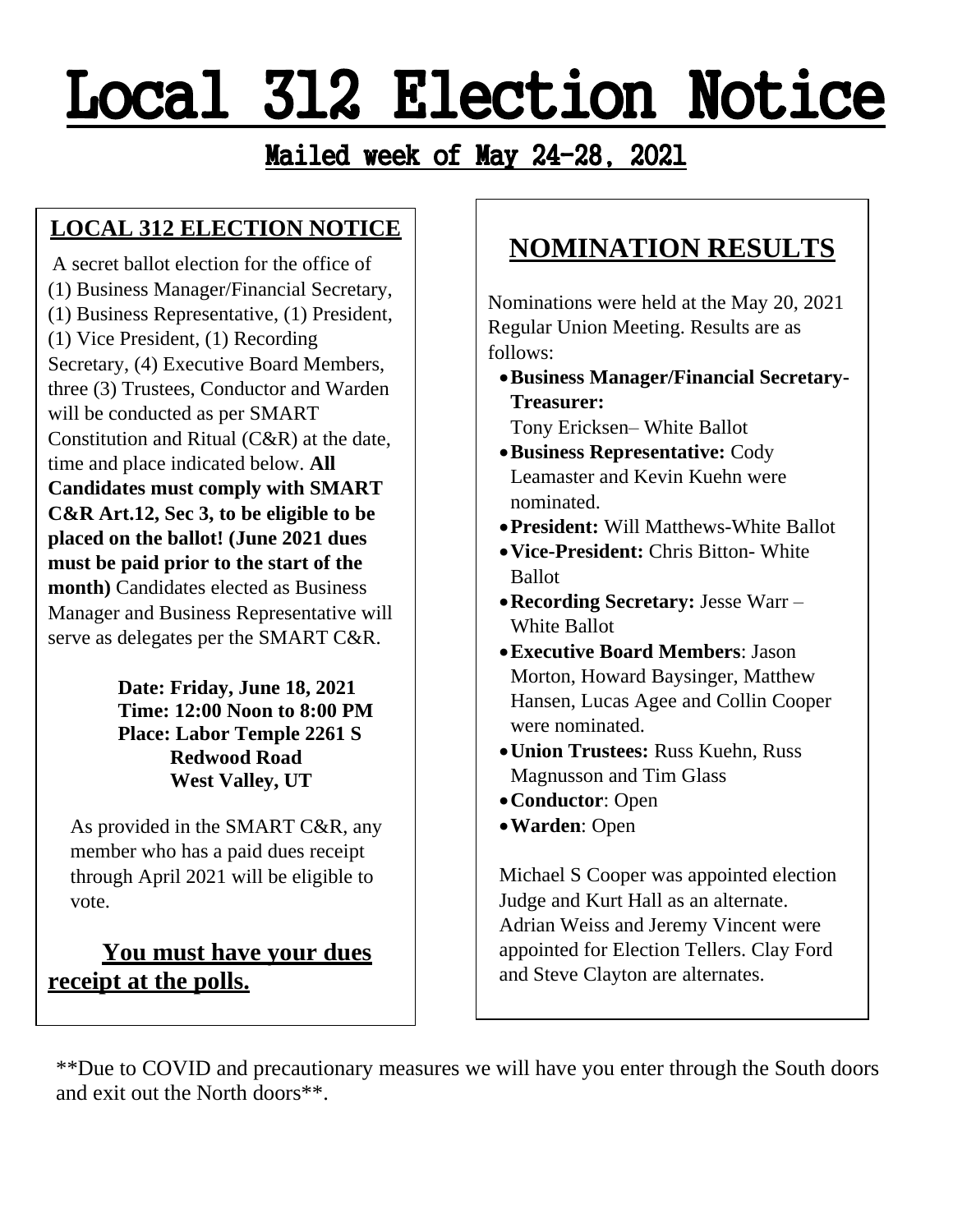# Local 312 Election Notice

## Mailed week of May 24-28, 2021

### LOCAL 312 ELECTION NOTICE

A secret ballot election for the office of (1) Business Manager/Financial Secretary, (1) Business Representative, (1) President, (1) Vice President, (1) Recording Secretary, (4) Executive Board Members, three (3) Trustees, Conductor and Warden will be conducted as per SMART Constitution and Ritual (C&R) at the date, time and place indicated below. **All Candidates must comply with SMART C&R Art.12, Sec 3, to be eligible to be placed on the ballot! (June 2021 dues must be paid prior to the start of the month)** Candidates elected as Business Manager and Business Representative will serve as delegates per the SMART C&R.

**Date: Friday, June 18, 2021**
**Time: 12:00 Noon to 8:00 PM**
**Place: Labor Temple 2261 S Redwood Road West Valley, UT**

As provided in the SMART C&R, any member who has a paid dues receipt through April 2021 will be eligible to vote.

**You must have your dues receipt at the polls.**

### NOMINATION RESULTS

Nominations were held at the May 20, 2021 Regular Union Meeting. Results are as follows:

- **Business Manager/Financial Secretary-Treasurer:** Tony Ericksen– White Ballot
- **Business Representative:** Cody Leamaster and Kevin Kuehn were nominated.
- **President:** Will Matthews-White Ballot
- **Vice-President:** Chris Bitton- White Ballot
- **Recording Secretary:** Jesse Warr – White Ballot
- **Executive Board Members**: Jason Morton, Howard Baysinger, Matthew Hansen, Lucas Agee and Collin Cooper were nominated.
- **Union Trustees:** Russ Kuehn, Russ Magnusson and Tim Glass
- **Conductor**: Open
- **Warden**: Open

Michael S Cooper was appointed election Judge and Kurt Hall as an alternate. Adrian Weiss and Jeremy Vincent were appointed for Election Tellers. Clay Ford and Steve Clayton are alternates.

**Due to COVID and precautionary measures we will have you enter through the South doors and exit out the North doors**.